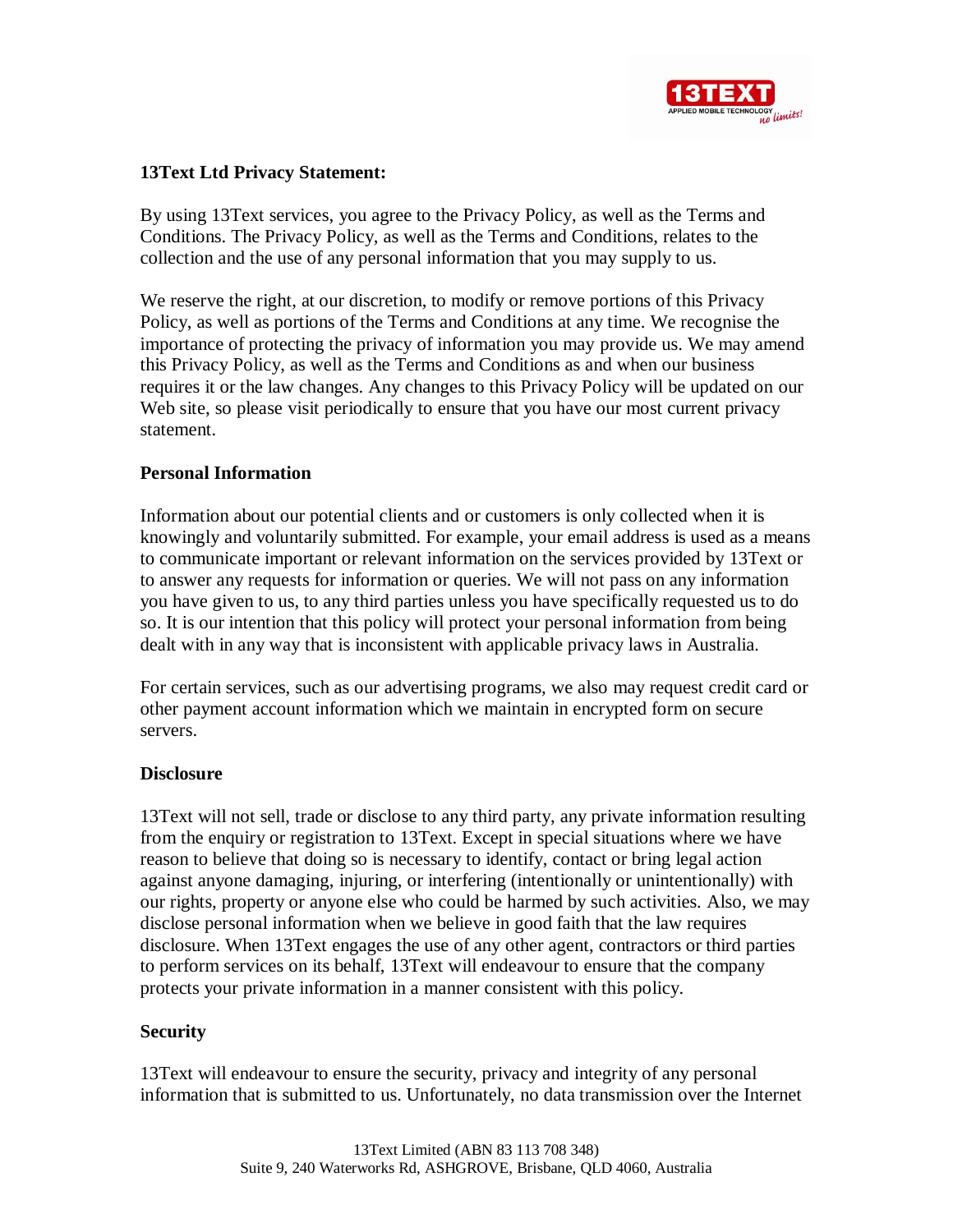**13Text Ltd Privacy Statement:**

By using 13Text services, you agree to the Privacy Policy, as well as the Terms and Conditions. The Privacy Policy, as well as the Terms and Conditions, relates to the collection and the use of any personal information that you may supply to us.

We reserve the right, at our discretion, to modify or remove portions of this Privacy Policy, as well as portions of the Terms and Conditions at any time. We recognise the importance of protecting the privacy of information you may provide us. We may amend this Privacy Policy, as well as the Terms and Conditions as and when our business requires it or the law changes. Any changes to this Privacy Policy will be updated on our Web site, so please visit periodically to ensure that you have our most current privacy statement.

**Personal Information**

Information about our potential clients and or customers is only collected when it is knowingly and voluntarily submitted. For example, your email address is used as a means to communicate important or relevant information on the services provided by 13Text or to answer any requests for information or queries. We will not pass on any information you have given to us, to any third parties unless you have specifically requested us to do so. It is our intention that this policy will protect your personal information from being dealt with in any way that is inconsistent with applicable privacy laws in Australia.

For certain services, such as our advertising programs, we also may request credit card or other payment account information which we maintain in encrypted form on secure servers.

**Disclosure**

13Text will not sell, trade or disclose to any third party, any private information resulting from the enquiry or registration to 13Text. Except in special situations where we have reason to believe that doing so is necessary to identify, contact or bring legal action against anyone damaging, injuring, or interfering (intentionally or unintentionally) with our rights, property or anyone else who could be harmed by such activities. Also, we may disclose personal information when we believe in good faith that the law requires disclosure. When 13Text engages the use of any other agent, contractors or third parties to perform services on its behalf, 13Text will endeavour to ensure that the company protects your private information in a manner consistent with this policy.

**Security**

13Text will endeavour to ensure the security, privacy and integrity of any personal information that is submitted to us. Unfortunately, no data transmission over the Internet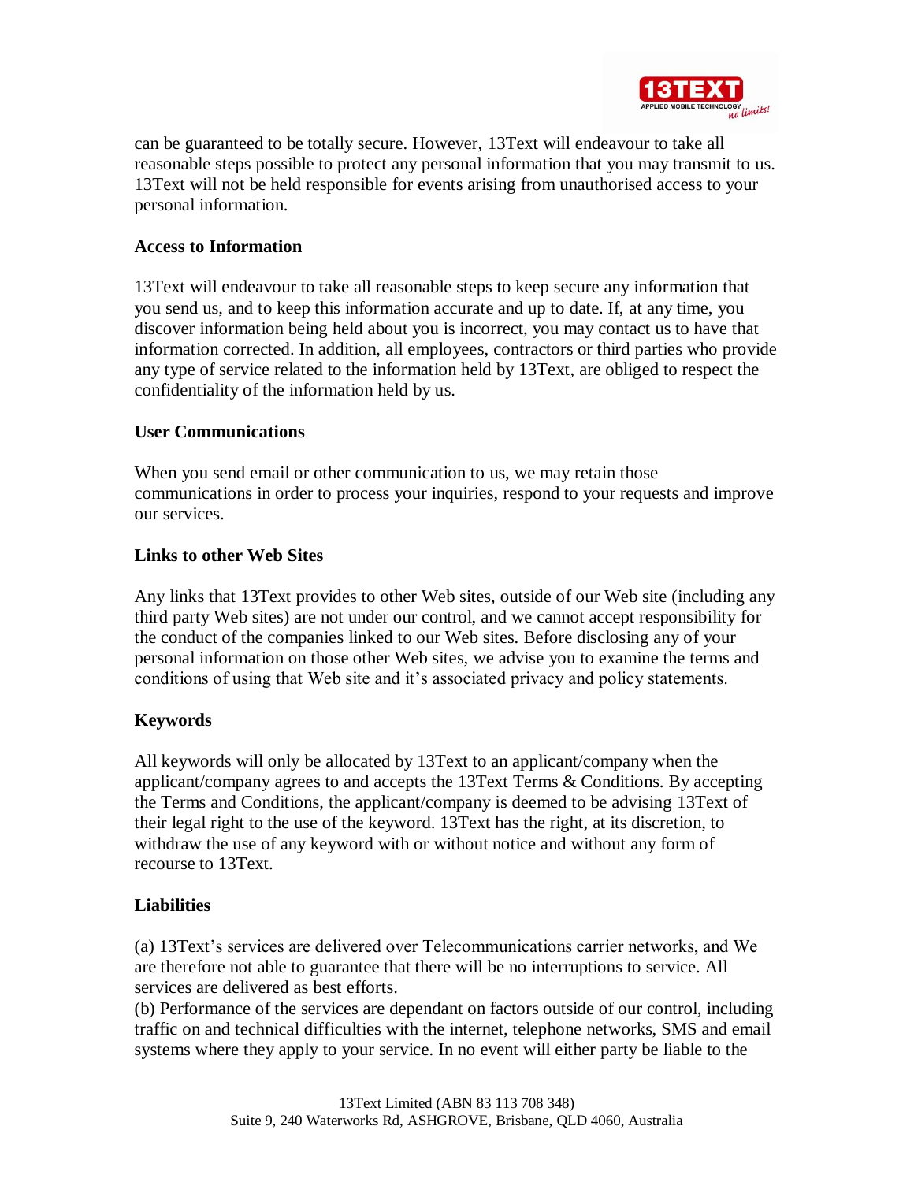can be guaranteed to be totally secure. However, 13Text will endeavour to take all reasonable steps possible to protect any personal information that you may transmit to us. 13Text will not be held responsible for events arising from unauthorised access to your personal information.

**Access to Information**

13Text will endeavour to take all reasonable steps to keep secure any information that you send us, and to keep this information accurate and up to date. If, at any time, you discover information being held about you is incorrect, you may contact us to have that information corrected. In addition, all employees, contractors or third parties who provide any type of service related to the information held by 13Text, are obliged to respect the confidentiality of the information held by us.

**User Communications**

When you send email or other communication to us, we may retain those communications in order to process your inquiries, respond to your requests and improve our services.

**Links to other Web Sites**

Any links that 13Text provides to other Web sites, outside of our Web site (including any third party Web sites) are not under our control, and we cannot accept responsibility for the conduct of the companies linked to our Web sites. Before disclosing any of your personal information on those other Web sites, we advise you to examine the terms and conditions of using that Web site and it's associated privacy and policy statements.

**Keywords**

All keywords will only be allocated by 13Text to an applicant/company when the applicant/company agrees to and accepts the 13Text Terms & Conditions. By accepting the Terms and Conditions, the applicant/company is deemed to be advising 13Text of their legal right to the use of the keyword. 13Text has the right, at its discretion, to withdraw the use of any keyword with or without notice and without any form of recourse to 13Text.

**Liabilities**

(a) 13Text's services are delivered over Telecommunications carrier networks, and We are therefore not able to guarantee that there will be no interruptions to service. All services are delivered as best efforts.
(b) Performance of the services are dependant on factors outside of our control, including traffic on and technical difficulties with the internet, telephone networks, SMS and email systems where they apply to your service. In no event will either party be liable to the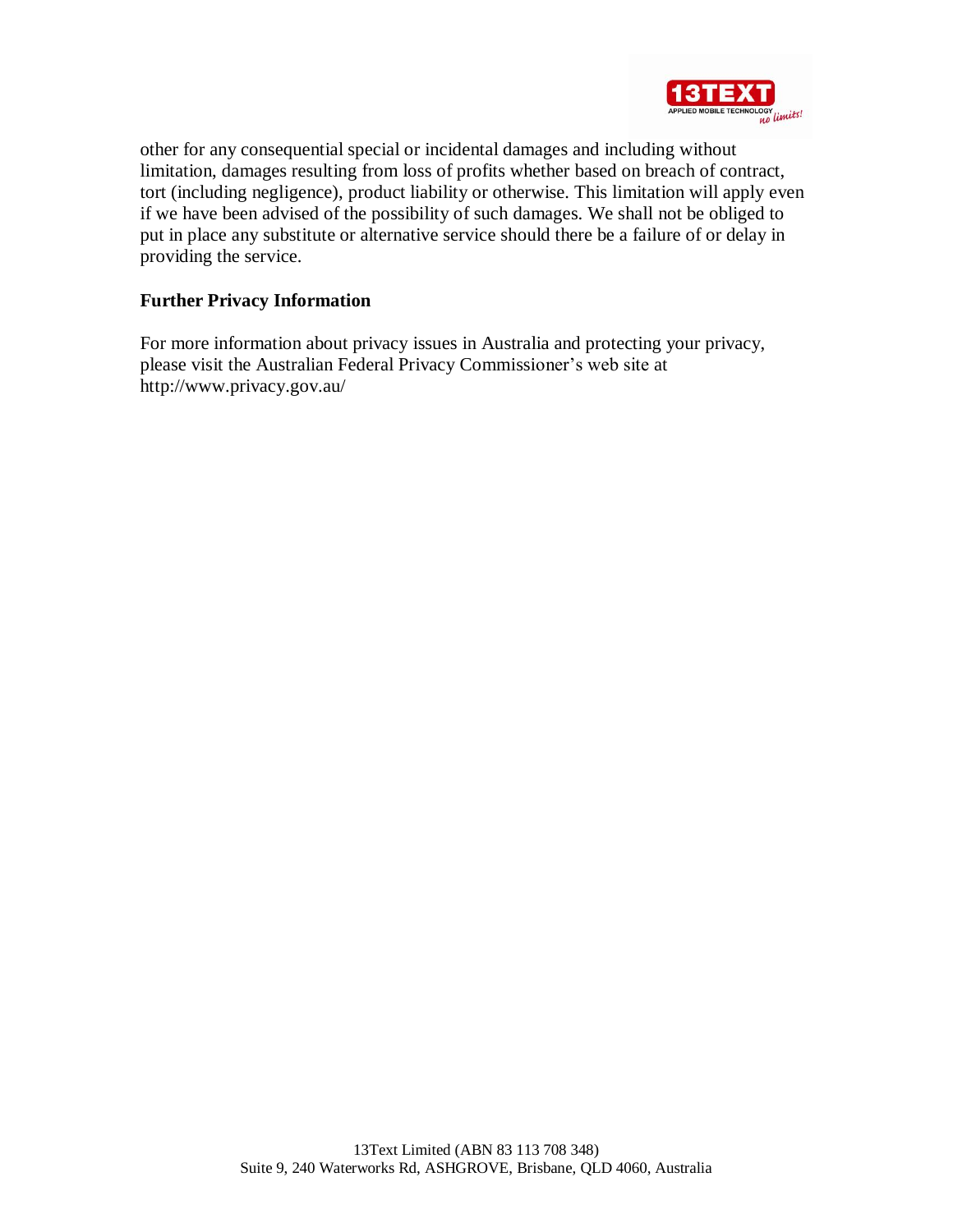other for any consequential special or incidental damages and including without limitation, damages resulting from loss of profits whether based on breach of contract, tort (including negligence), product liability or otherwise. This limitation will apply even if we have been advised of the possibility of such damages. We shall not be obliged to put in place any substitute or alternative service should there be a failure of or delay in providing the service.

**Further Privacy Information**

For more information about privacy issues in Australia and protecting your privacy, please visit the Australian Federal Privacy Commissioner's web site at http://www.privacy.gov.au/